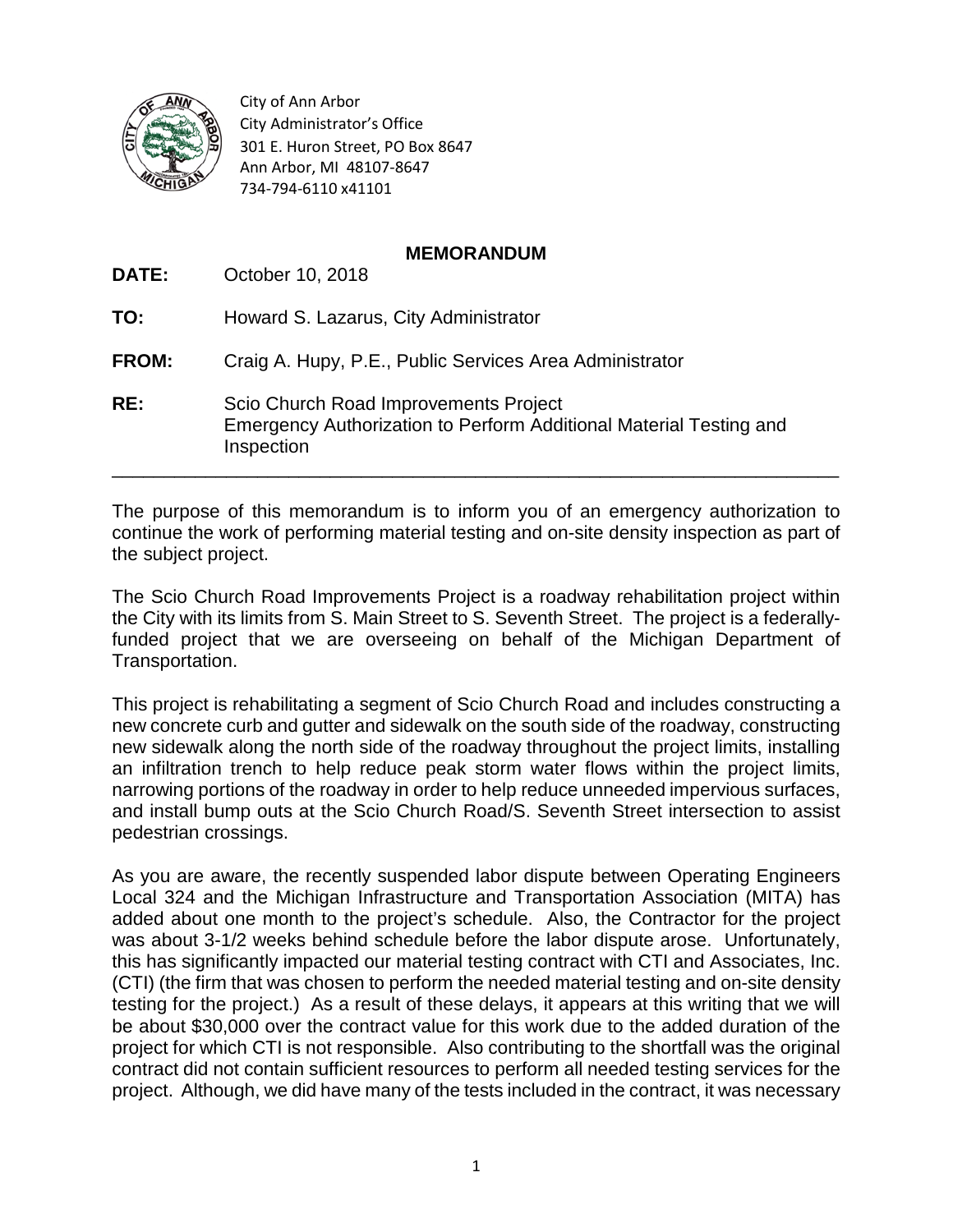City of Ann Arbor
City Administrator's Office
301 E. Huron Street, PO Box 8647
Ann Arbor, MI 48107-8647
734-794-6110 x41101

## MEMORANDUM

**DATE:** October 10, 2018

**TO:** Howard S. Lazarus, City Administrator

**FROM:** Craig A. Hupy, P.E., Public Services Area Administrator

**RE:** Scio Church Road Improvements Project
Emergency Authorization to Perform Additional Material Testing and Inspection

---

The purpose of this memorandum is to inform you of an emergency authorization to continue the work of performing material testing and on-site density inspection as part of the subject project.

The Scio Church Road Improvements Project is a roadway rehabilitation project within the City with its limits from S. Main Street to S. Seventh Street. The project is a federally-funded project that we are overseeing on behalf of the Michigan Department of Transportation.

This project is rehabilitating a segment of Scio Church Road and includes constructing a new concrete curb and gutter and sidewalk on the south side of the roadway, constructing new sidewalk along the north side of the roadway throughout the project limits, installing an infiltration trench to help reduce peak storm water flows within the project limits, narrowing portions of the roadway in order to help reduce unneeded impervious surfaces, and install bump outs at the Scio Church Road/S. Seventh Street intersection to assist pedestrian crossings.

As you are aware, the recently suspended labor dispute between Operating Engineers Local 324 and the Michigan Infrastructure and Transportation Association (MITA) has added about one month to the project's schedule. Also, the Contractor for the project was about 3-1/2 weeks behind schedule before the labor dispute arose. Unfortunately, this has significantly impacted our material testing contract with CTI and Associates, Inc. (CTI) (the firm that was chosen to perform the needed material testing and on-site density testing for the project.) As a result of these delays, it appears at this writing that we will be about $30,000 over the contract value for this work due to the added duration of the project for which CTI is not responsible. Also contributing to the shortfall was the original contract did not contain sufficient resources to perform all needed testing services for the project. Although, we did have many of the tests included in the contract, it was necessary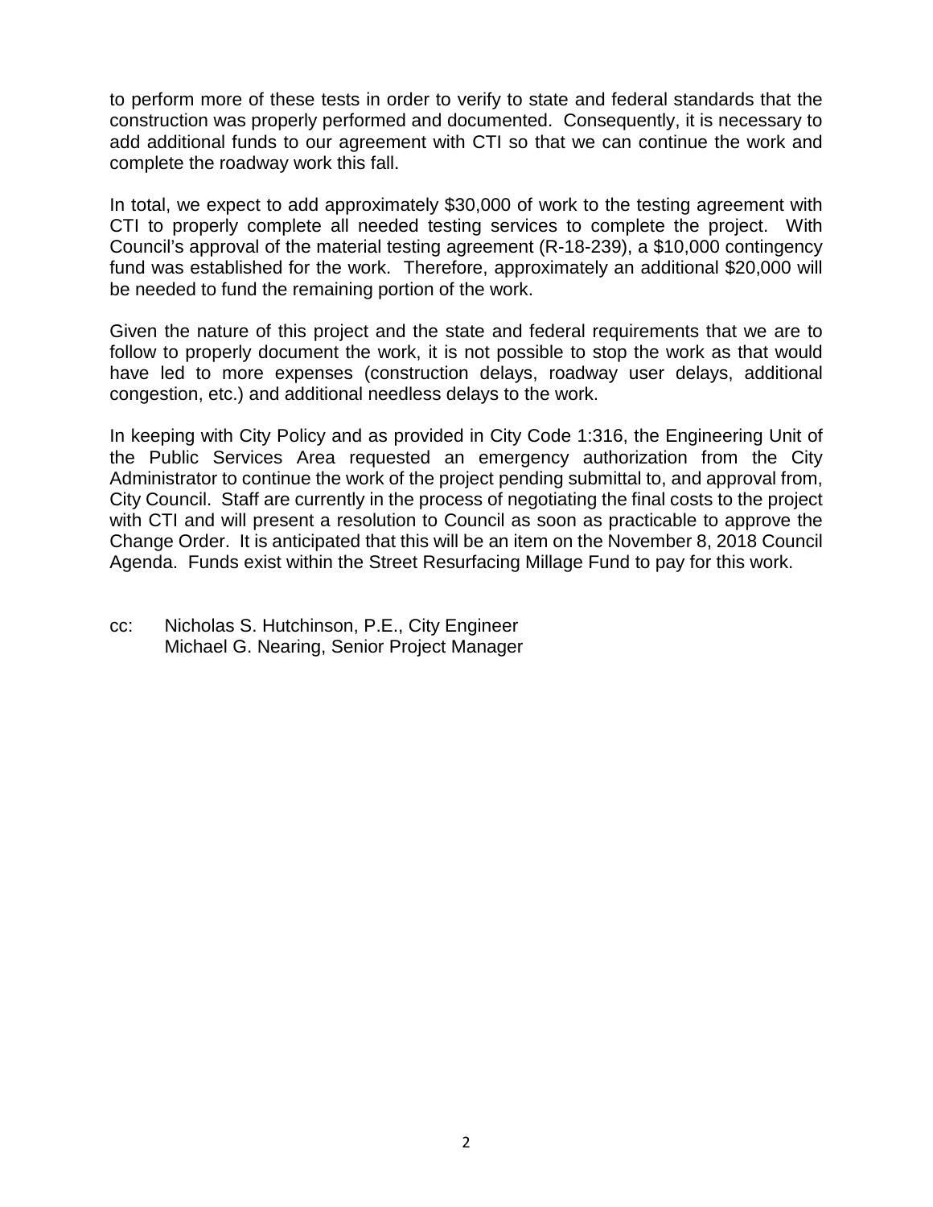to perform more of these tests in order to verify to state and federal standards that the construction was properly performed and documented. Consequently, it is necessary to add additional funds to our agreement with CTI so that we can continue the work and complete the roadway work this fall.

In total, we expect to add approximately $30,000 of work to the testing agreement with CTI to properly complete all needed testing services to complete the project. With Council's approval of the material testing agreement (R-18-239), a $10,000 contingency fund was established for the work. Therefore, approximately an additional $20,000 will be needed to fund the remaining portion of the work.

Given the nature of this project and the state and federal requirements that we are to follow to properly document the work, it is not possible to stop the work as that would have led to more expenses (construction delays, roadway user delays, additional congestion, etc.) and additional needless delays to the work.

In keeping with City Policy and as provided in City Code 1:316, the Engineering Unit of the Public Services Area requested an emergency authorization from the City Administrator to continue the work of the project pending submittal to, and approval from, City Council. Staff are currently in the process of negotiating the final costs to the project with CTI and will present a resolution to Council as soon as practicable to approve the Change Order. It is anticipated that this will be an item on the November 8, 2018 Council Agenda. Funds exist within the Street Resurfacing Millage Fund to pay for this work.

cc: Nicholas S. Hutchinson, P.E., City Engineer
Michael G. Nearing, Senior Project Manager